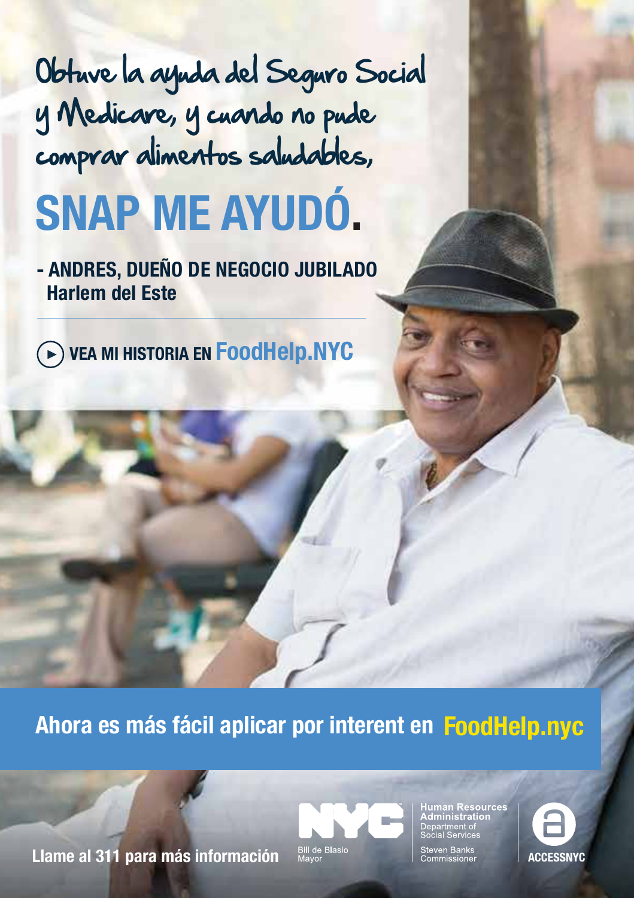Obtuve la ayuda del Seguro Social y Medicare, y cuando no pude comprar alimentos saludables,

# SNAP ME AYUDÓ.

**- ANDRES, DUEÑO DE NEGOCIO JUBILADO**
**Harlem del Este**

---

**VEA MI HISTORIA EN FoodHelp.NYC**

**Ahora es más fácil aplicar por interent en FoodHelp.nyc**

**Llame al 311 para más información**

NYC
Bill de Blasio
Mayor

Human Resources Administration
Department of Social Services
Steven Banks
Commissioner

ACCESSNYC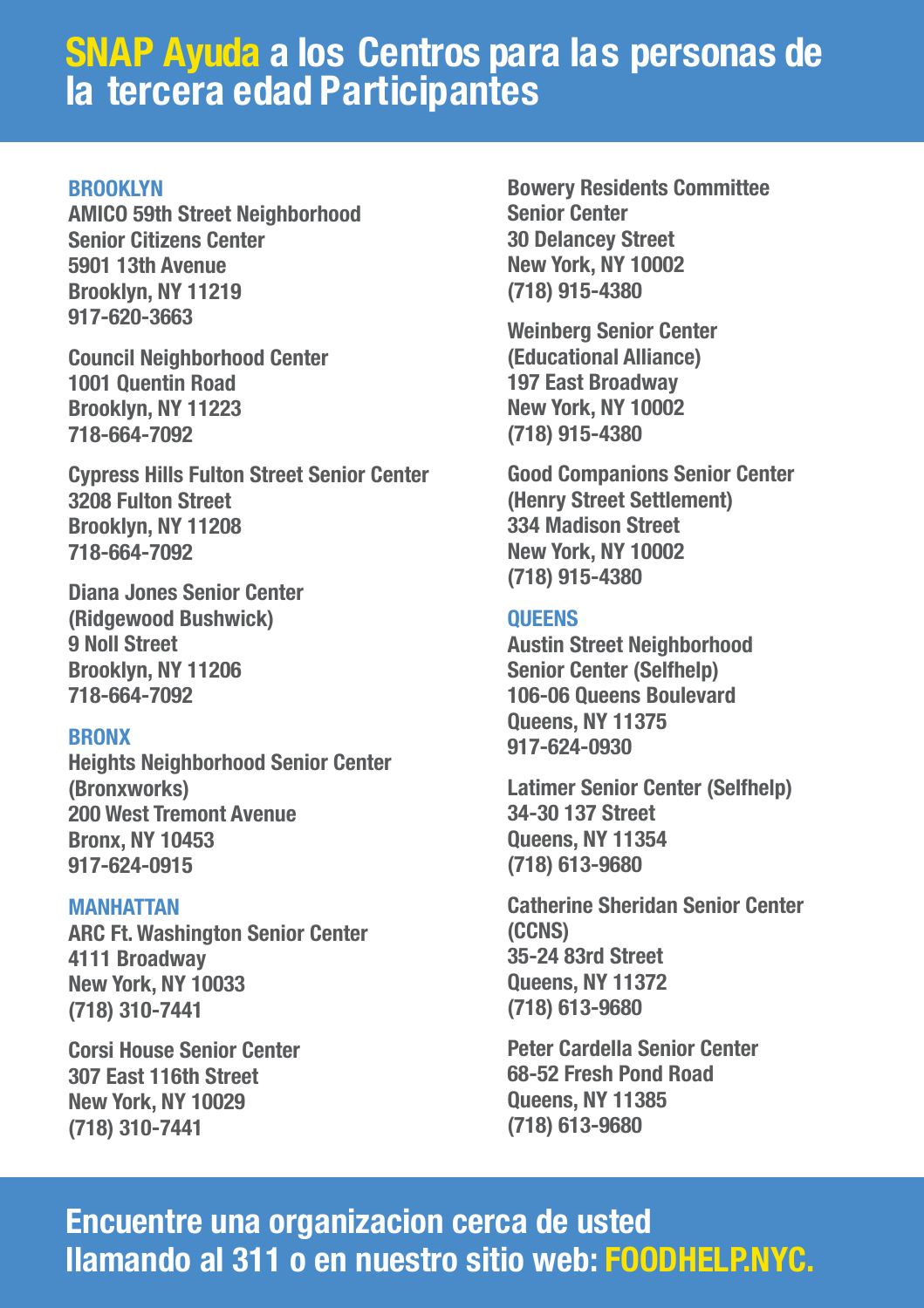# SNAP Ayuda a los Centros para las personas de la tercera edad Participantes

## BROOKLYN

**AMICO 59th Street Neighborhood Senior Citizens Center**
5901 13th Avenue
Brooklyn, NY 11219
917-620-3663

**Council Neighborhood Center**
1001 Quentin Road
Brooklyn, NY 11223
718-664-7092

**Cypress Hills Fulton Street Senior Center**
3208 Fulton Street
Brooklyn, NY 11208
718-664-7092

**Diana Jones Senior Center (Ridgewood Bushwick)**
9 Noll Street
Brooklyn, NY 11206
718-664-7092

## BRONX

**Heights Neighborhood Senior Center (Bronxworks)**
200 West Tremont Avenue
Bronx, NY 10453
917-624-0915

## MANHATTAN

**ARC Ft. Washington Senior Center**
4111 Broadway
New York, NY 10033
(718) 310-7441

**Corsi House Senior Center**
307 East 116th Street
New York, NY 10029
(718) 310-7441

**Bowery Residents Committee Senior Center**
30 Delancey Street
New York, NY 10002
(718) 915-4380

**Weinberg Senior Center (Educational Alliance)**
197 East Broadway
New York, NY 10002
(718) 915-4380

**Good Companions Senior Center (Henry Street Settlement)**
334 Madison Street
New York, NY 10002
(718) 915-4380

## QUEENS

**Austin Street Neighborhood Senior Center (Selfhelp)**
106-06 Queens Boulevard
Queens, NY 11375
917-624-0930

**Latimer Senior Center (Selfhelp)**
34-30 137 Street
Queens, NY 11354
(718) 613-9680

**Catherine Sheridan Senior Center (CCNS)**
35-24 83rd Street
Queens, NY 11372
(718) 613-9680

**Peter Cardella Senior Center**
68-52 Fresh Pond Road
Queens, NY 11385
(718) 613-9680

**Encuentre una organizacion cerca de usted llamando al 311 o en nuestro sitio web: FOODHELP.NYC.**